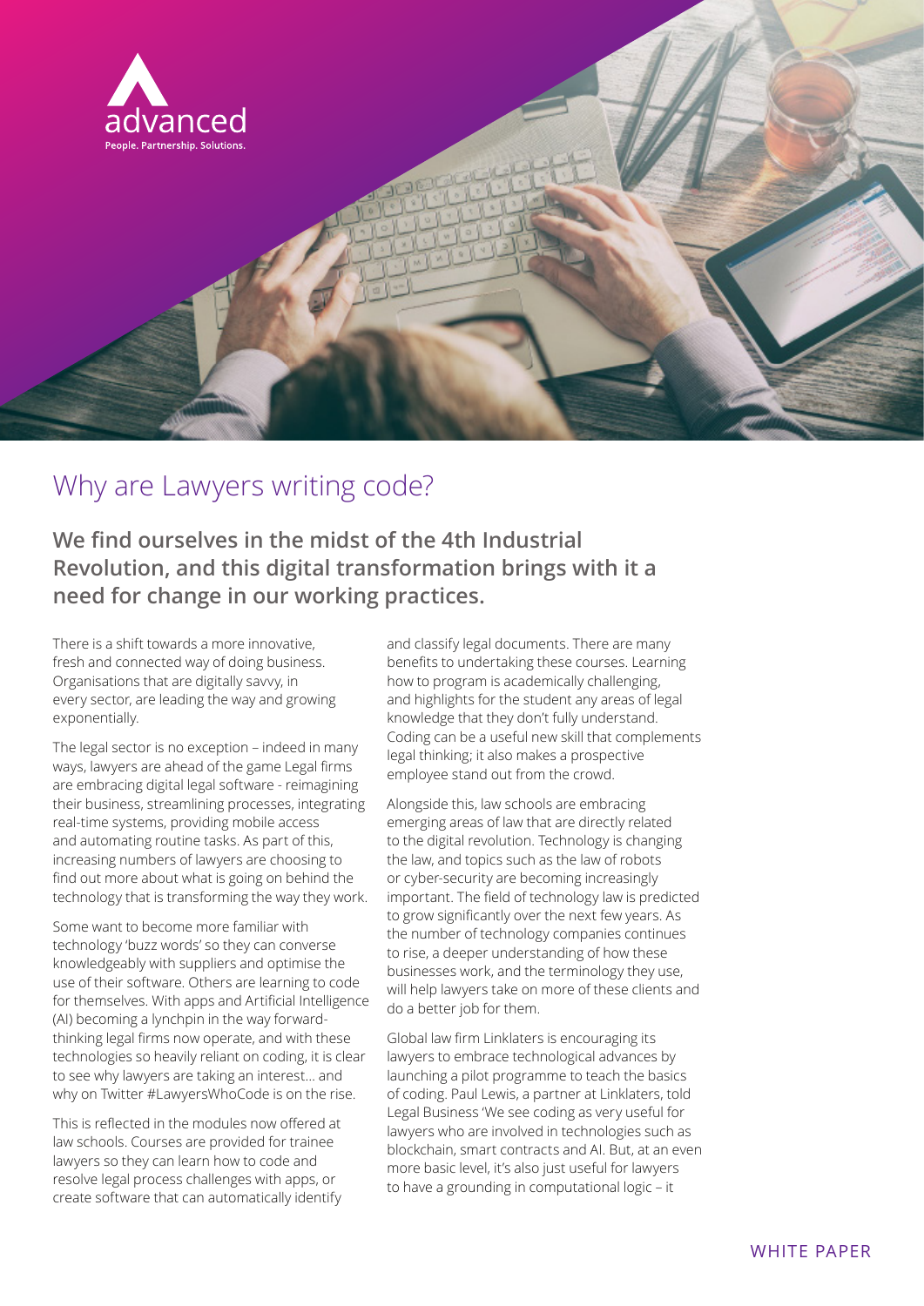advanced
People. Partnership. Solutions.

# Why are Lawyers writing code?

**We find ourselves in the midst of the 4th Industrial Revolution, and this digital transformation brings with it a need for change in our working practices.**

There is a shift towards a more innovative, fresh and connected way of doing business. Organisations that are digitally savvy, in every sector, are leading the way and growing exponentially.

The legal sector is no exception – indeed in many ways, lawyers are ahead of the game Legal firms are embracing digital legal software - reimagining their business, streamlining processes, integrating real-time systems, providing mobile access and automating routine tasks. As part of this, increasing numbers of lawyers are choosing to find out more about what is going on behind the technology that is transforming the way they work.

Some want to become more familiar with technology 'buzz words' so they can converse knowledgeably with suppliers and optimise the use of their software. Others are learning to code for themselves. With apps and Artificial Intelligence (AI) becoming a lynchpin in the way forward-thinking legal firms now operate, and with these technologies so heavily reliant on coding, it is clear to see why lawyers are taking an interest... and why on Twitter #LawyersWhoCode is on the rise.

This is reflected in the modules now offered at law schools. Courses are provided for trainee lawyers so they can learn how to code and resolve legal process challenges with apps, or create software that can automatically identify and classify legal documents. There are many benefits to undertaking these courses. Learning how to program is academically challenging, and highlights for the student any areas of legal knowledge that they don't fully understand. Coding can be a useful new skill that complements legal thinking; it also makes a prospective employee stand out from the crowd.

Alongside this, law schools are embracing emerging areas of law that are directly related to the digital revolution. Technology is changing the law, and topics such as the law of robots or cyber-security are becoming increasingly important. The field of technology law is predicted to grow significantly over the next few years. As the number of technology companies continues to rise, a deeper understanding of how these businesses work, and the terminology they use, will help lawyers take on more of these clients and do a better job for them.

Global law firm Linklaters is encouraging its lawyers to embrace technological advances by launching a pilot programme to teach the basics of coding. Paul Lewis, a partner at Linklaters, told Legal Business 'We see coding as very useful for lawyers who are involved in technologies such as blockchain, smart contracts and AI. But, at an even more basic level, it's also just useful for lawyers to have a grounding in computational logic – it

WHITE PAPER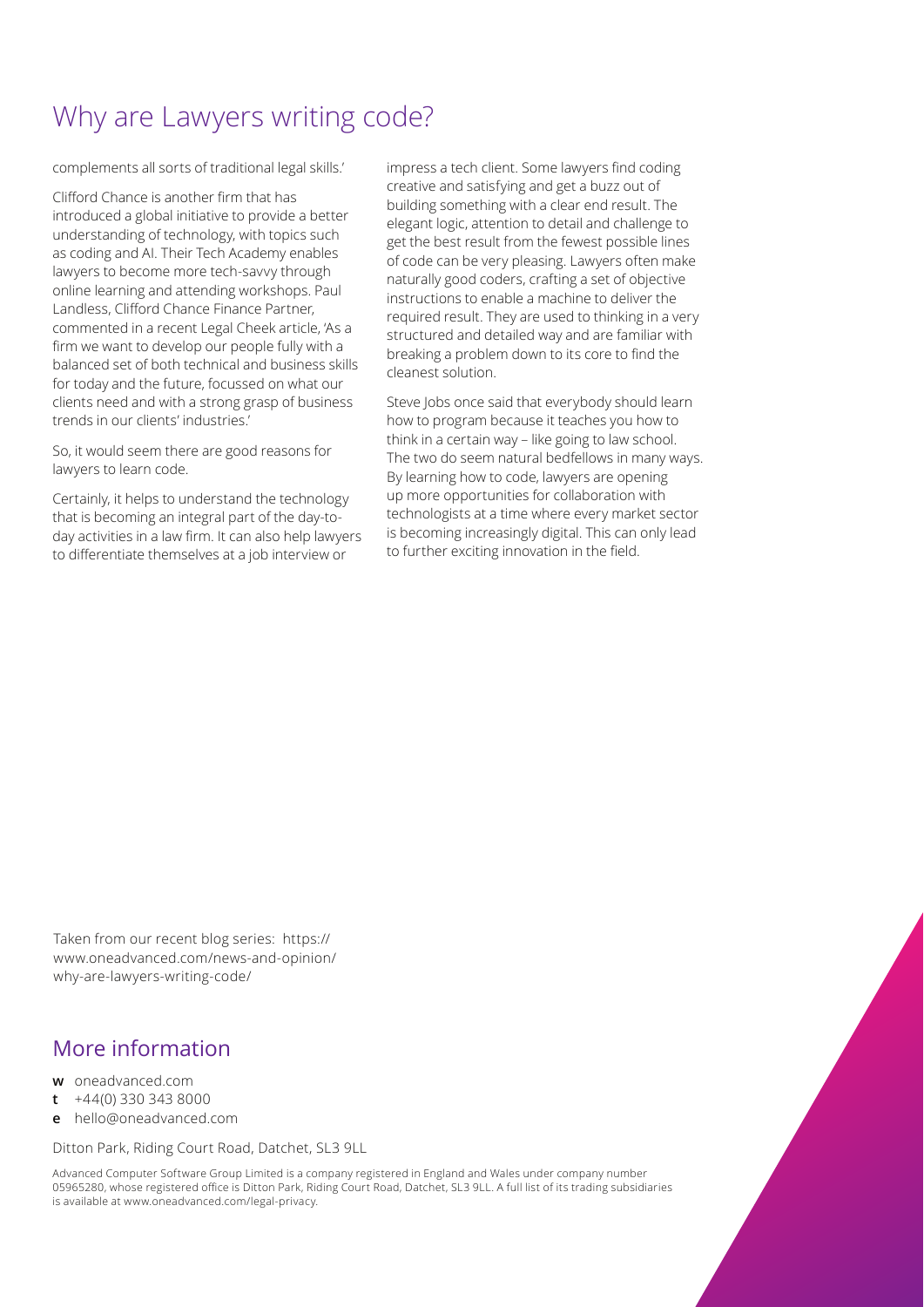# Why are Lawyers writing code?

complements all sorts of traditional legal skills.'

Clifford Chance is another firm that has introduced a global initiative to provide a better understanding of technology, with topics such as coding and AI. Their Tech Academy enables lawyers to become more tech-savvy through online learning and attending workshops. Paul Landless, Clifford Chance Finance Partner, commented in a recent Legal Cheek article, 'As a firm we want to develop our people fully with a balanced set of both technical and business skills for today and the future, focussed on what our clients need and with a strong grasp of business trends in our clients' industries.'

So, it would seem there are good reasons for lawyers to learn code.

Certainly, it helps to understand the technology that is becoming an integral part of the day-to-day activities in a law firm. It can also help lawyers to differentiate themselves at a job interview or impress a tech client. Some lawyers find coding creative and satisfying and get a buzz out of building something with a clear end result. The elegant logic, attention to detail and challenge to get the best result from the fewest possible lines of code can be very pleasing. Lawyers often make naturally good coders, crafting a set of objective instructions to enable a machine to deliver the required result. They are used to thinking in a very structured and detailed way and are familiar with breaking a problem down to its core to find the cleanest solution.

Steve Jobs once said that everybody should learn how to program because it teaches you how to think in a certain way – like going to law school. The two do seem natural bedfellows in many ways. By learning how to code, lawyers are opening up more opportunities for collaboration with technologists at a time where every market sector is becoming increasingly digital. This can only lead to further exciting innovation in the field.

Taken from our recent blog series: https://www.oneadvanced.com/news-and-opinion/why-are-lawyers-writing-code/

## More information

**w** oneadvanced.com  
**t** +44(0) 330 343 8000  
**e** hello@oneadvanced.com

Ditton Park, Riding Court Road, Datchet, SL3 9LL

Advanced Computer Software Group Limited is a company registered in England and Wales under company number 05965280, whose registered office is Ditton Park, Riding Court Road, Datchet, SL3 9LL. A full list of its trading subsidiaries is available at www.oneadvanced.com/legal-privacy.